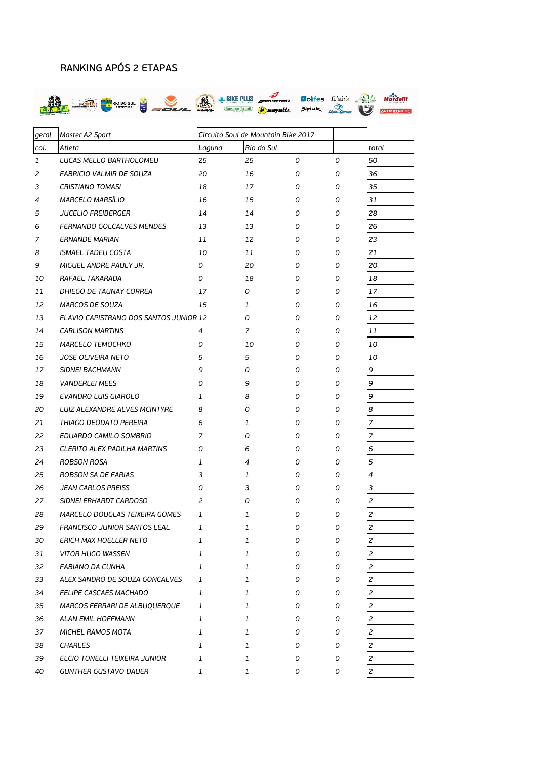# RANKING APÓS 2 ETAPAS

| geral | Master A2 Sport | Circuito Soul de Mountain Bike 2017 | | | | |
|---|---|---|---|---|---|---|
| col. | Atleta | Laguna | Rio do Sul | | | total |
| 1 | LUCAS MELLO BARTHOLOMEU | 25 | 25 | 0 | 0 | 50 |
| 2 | FABRICIO VALMIR DE SOUZA | 20 | 16 | 0 | 0 | 36 |
| 3 | CRISTIANO TOMASI | 18 | 17 | 0 | 0 | 35 |
| 4 | MARCELO MARSÍLIO | 16 | 15 | 0 | 0 | 31 |
| 5 | JUCELIO FREIBERGER | 14 | 14 | 0 | 0 | 28 |
| 6 | FERNANDO GOLCALVES MENDES | 13 | 13 | 0 | 0 | 26 |
| 7 | ERNANDE MARIAN | 11 | 12 | 0 | 0 | 23 |
| 8 | ISMAEL TADEU COSTA | 10 | 11 | 0 | 0 | 21 |
| 9 | MIGUEL ANDRE PAULY JR. | 0 | 20 | 0 | 0 | 20 |
| 10 | RAFAEL TAKARADA | 0 | 18 | 0 | 0 | 18 |
| 11 | DHIEGO DE TAUNAY CORREA | 17 | 0 | 0 | 0 | 17 |
| 12 | MARCOS DE SOUZA | 15 | 1 | 0 | 0 | 16 |
| 13 | FLAVIO CAPISTRANO DOS SANTOS JUNIOR | 12 | 0 | 0 | 0 | 12 |
| 14 | CARLISON MARTINS | 4 | 7 | 0 | 0 | 11 |
| 15 | MARCELO TEMOCHKO | 0 | 10 | 0 | 0 | 10 |
| 16 | JOSE OLIVEIRA NETO | 5 | 5 | 0 | 0 | 10 |
| 17 | SIDNEI BACHMANN | 9 | 0 | 0 | 0 | 9 |
| 18 | VANDERLEI MEES | 0 | 9 | 0 | 0 | 9 |
| 19 | EVANDRO LUIS GIAROLO | 1 | 8 | 0 | 0 | 9 |
| 20 | LUIZ ALEXANDRE ALVES MCINTYRE | 8 | 0 | 0 | 0 | 8 |
| 21 | THIAGO DEODATO PEREIRA | 6 | 1 | 0 | 0 | 7 |
| 22 | EDUARDO CAMILO SOMBRIO | 7 | 0 | 0 | 0 | 7 |
| 23 | CLERITO ALEX PADILHA MARTINS | 0 | 6 | 0 | 0 | 6 |
| 24 | ROBSON ROSA | 1 | 4 | 0 | 0 | 5 |
| 25 | ROBSON SA DE FARIAS | 3 | 1 | 0 | 0 | 4 |
| 26 | JEAN CARLOS PREISS | 0 | 3 | 0 | 0 | 3 |
| 27 | SIDNEI ERHARDT CARDOSO | 2 | 0 | 0 | 0 | 2 |
| 28 | MARCELO DOUGLAS TEIXEIRA GOMES | 1 | 1 | 0 | 0 | 2 |
| 29 | FRANCISCO JUNIOR SANTOS LEAL | 1 | 1 | 0 | 0 | 2 |
| 30 | ERICH MAX HOELLER NETO | 1 | 1 | 0 | 0 | 2 |
| 31 | VITOR HUGO WASSEN | 1 | 1 | 0 | 0 | 2 |
| 32 | FABIANO DA CUNHA | 1 | 1 | 0 | 0 | 2 |
| 33 | ALEX SANDRO DE SOUZA GONCALVES | 1 | 1 | 0 | 0 | 2 |
| 34 | FELIPE CASCAES MACHADO | 1 | 1 | 0 | 0 | 2 |
| 35 | MARCOS FERRARI DE ALBUQUERQUE | 1 | 1 | 0 | 0 | 2 |
| 36 | ALAN EMIL HOFFMANN | 1 | 1 | 0 | 0 | 2 |
| 37 | MICHEL RAMOS MOTA | 1 | 1 | 0 | 0 | 2 |
| 38 | CHARLES | 1 | 1 | 0 | 0 | 2 |
| 39 | ELCIO TONELLI TEIXEIRA JUNIOR | 1 | 1 | 0 | 0 | 2 |
| 40 | GUNTHER GUSTAVO DAUER | 1 | 1 | 0 | 0 | 2 |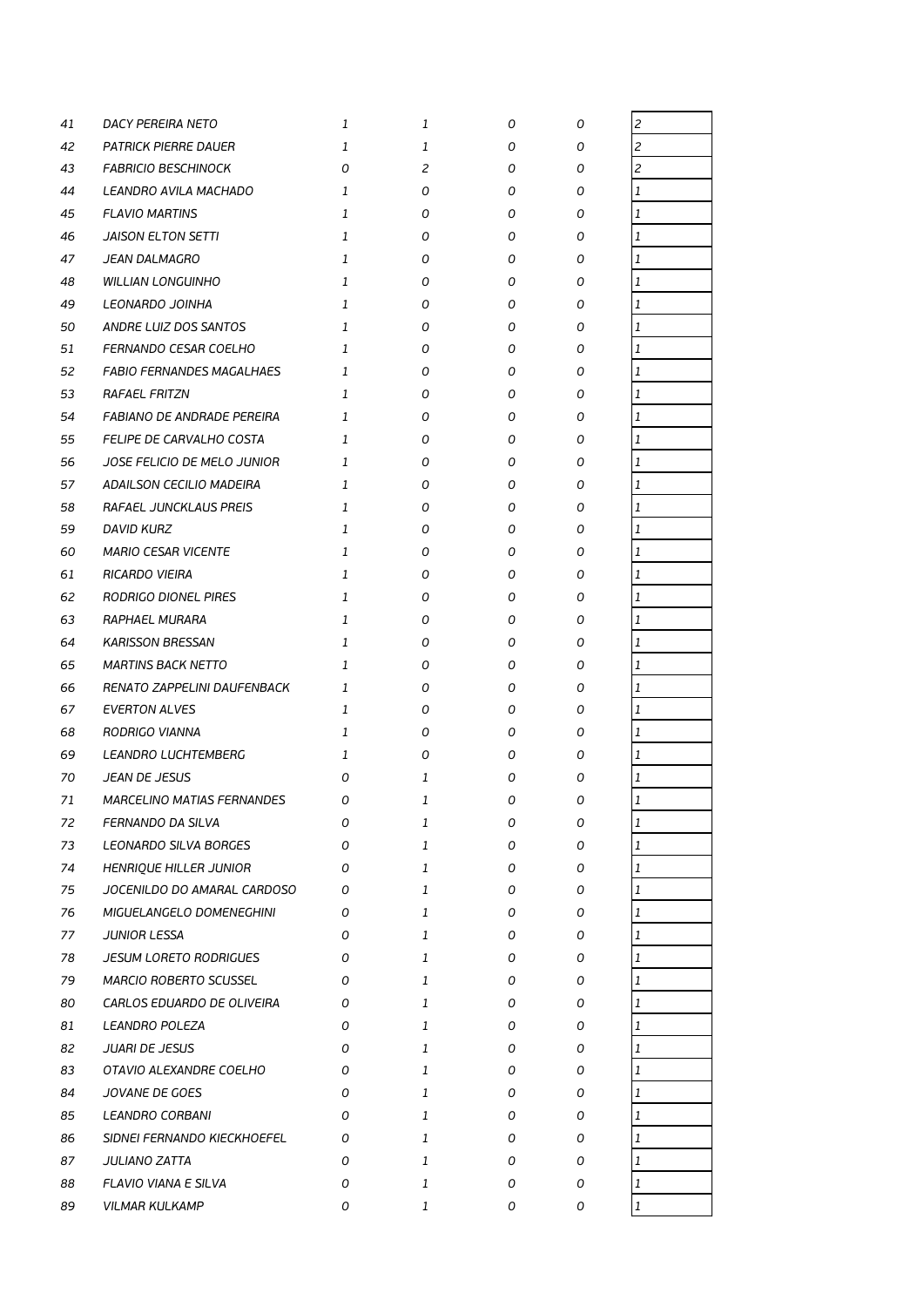| | | | | | | |
|---|---|---|---|---|---|---|
| 41 | DACY PEREIRA NETO | 1 | 1 | 0 | 0 | 2 |
| 42 | PATRICK PIERRE DAUER | 1 | 1 | 0 | 0 | 2 |
| 43 | FABRICIO BESCHINOCK | 0 | 2 | 0 | 0 | 2 |
| 44 | LEANDRO AVILA MACHADO | 1 | 0 | 0 | 0 | 1 |
| 45 | FLAVIO MARTINS | 1 | 0 | 0 | 0 | 1 |
| 46 | JAISON ELTON SETTI | 1 | 0 | 0 | 0 | 1 |
| 47 | JEAN DALMAGRO | 1 | 0 | 0 | 0 | 1 |
| 48 | WILLIAN LONGUINHO | 1 | 0 | 0 | 0 | 1 |
| 49 | LEONARDO JOINHA | 1 | 0 | 0 | 0 | 1 |
| 50 | ANDRE LUIZ DOS SANTOS | 1 | 0 | 0 | 0 | 1 |
| 51 | FERNANDO CESAR COELHO | 1 | 0 | 0 | 0 | 1 |
| 52 | FABIO FERNANDES MAGALHAES | 1 | 0 | 0 | 0 | 1 |
| 53 | RAFAEL FRITZN | 1 | 0 | 0 | 0 | 1 |
| 54 | FABIANO DE ANDRADE PEREIRA | 1 | 0 | 0 | 0 | 1 |
| 55 | FELIPE DE CARVALHO COSTA | 1 | 0 | 0 | 0 | 1 |
| 56 | JOSE FELICIO DE MELO JUNIOR | 1 | 0 | 0 | 0 | 1 |
| 57 | ADAILSON CECILIO MADEIRA | 1 | 0 | 0 | 0 | 1 |
| 58 | RAFAEL JUNCKLAUS PREIS | 1 | 0 | 0 | 0 | 1 |
| 59 | DAVID KURZ | 1 | 0 | 0 | 0 | 1 |
| 60 | MARIO CESAR VICENTE | 1 | 0 | 0 | 0 | 1 |
| 61 | RICARDO VIEIRA | 1 | 0 | 0 | 0 | 1 |
| 62 | RODRIGO DIONEL PIRES | 1 | 0 | 0 | 0 | 1 |
| 63 | RAPHAEL MURARA | 1 | 0 | 0 | 0 | 1 |
| 64 | KARISSON BRESSAN | 1 | 0 | 0 | 0 | 1 |
| 65 | MARTINS BACK NETTO | 1 | 0 | 0 | 0 | 1 |
| 66 | RENATO ZAPPELINI DAUFENBACK | 1 | 0 | 0 | 0 | 1 |
| 67 | EVERTON ALVES | 1 | 0 | 0 | 0 | 1 |
| 68 | RODRIGO VIANNA | 1 | 0 | 0 | 0 | 1 |
| 69 | LEANDRO LUCHTEMBERG | 1 | 0 | 0 | 0 | 1 |
| 70 | JEAN DE JESUS | 0 | 1 | 0 | 0 | 1 |
| 71 | MARCELINO MATIAS FERNANDES | 0 | 1 | 0 | 0 | 1 |
| 72 | FERNANDO DA SILVA | 0 | 1 | 0 | 0 | 1 |
| 73 | LEONARDO SILVA BORGES | 0 | 1 | 0 | 0 | 1 |
| 74 | HENRIQUE HILLER JUNIOR | 0 | 1 | 0 | 0 | 1 |
| 75 | JOCENILDO DO AMARAL CARDOSO | 0 | 1 | 0 | 0 | 1 |
| 76 | MIGUELANGELO DOMENEGHINI | 0 | 1 | 0 | 0 | 1 |
| 77 | JUNIOR LESSA | 0 | 1 | 0 | 0 | 1 |
| 78 | JESUM LORETO RODRIGUES | 0 | 1 | 0 | 0 | 1 |
| 79 | MARCIO ROBERTO SCUSSEL | 0 | 1 | 0 | 0 | 1 |
| 80 | CARLOS EDUARDO DE OLIVEIRA | 0 | 1 | 0 | 0 | 1 |
| 81 | LEANDRO POLEZA | 0 | 1 | 0 | 0 | 1 |
| 82 | JUARI DE JESUS | 0 | 1 | 0 | 0 | 1 |
| 83 | OTAVIO ALEXANDRE COELHO | 0 | 1 | 0 | 0 | 1 |
| 84 | JOVANE DE GOES | 0 | 1 | 0 | 0 | 1 |
| 85 | LEANDRO CORBANI | 0 | 1 | 0 | 0 | 1 |
| 86 | SIDNEI FERNANDO KIECKHOEFEL | 0 | 1 | 0 | 0 | 1 |
| 87 | JULIANO ZATTA | 0 | 1 | 0 | 0 | 1 |
| 88 | FLAVIO VIANA E SILVA | 0 | 1 | 0 | 0 | 1 |
| 89 | VILMAR KULKAMP | 0 | 1 | 0 | 0 | 1 |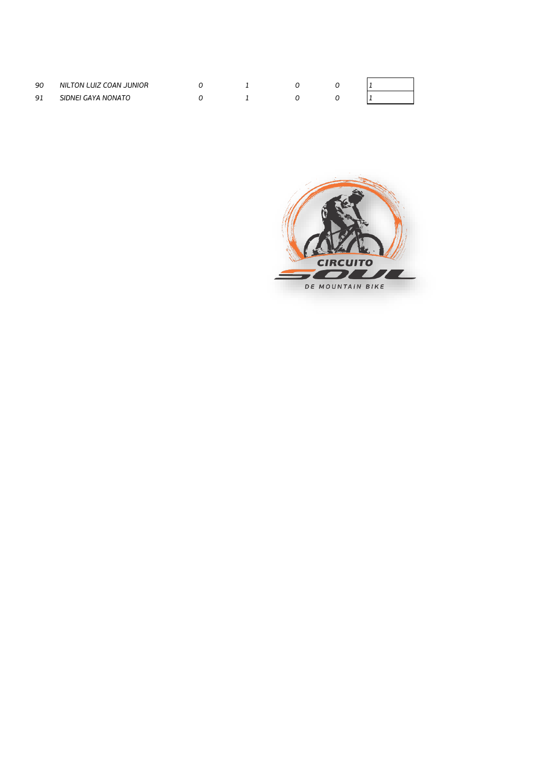| | | | | | | |
|---|---|---|---|---|---|---|
| *90* | *NILTON LUIZ COAN JUNIOR* | *0* | *1* | *0* | *0* | *1* |
| *91* | *SIDNEI GAYA NONATO* | *0* | *1* | *0* | *0* | *1* |